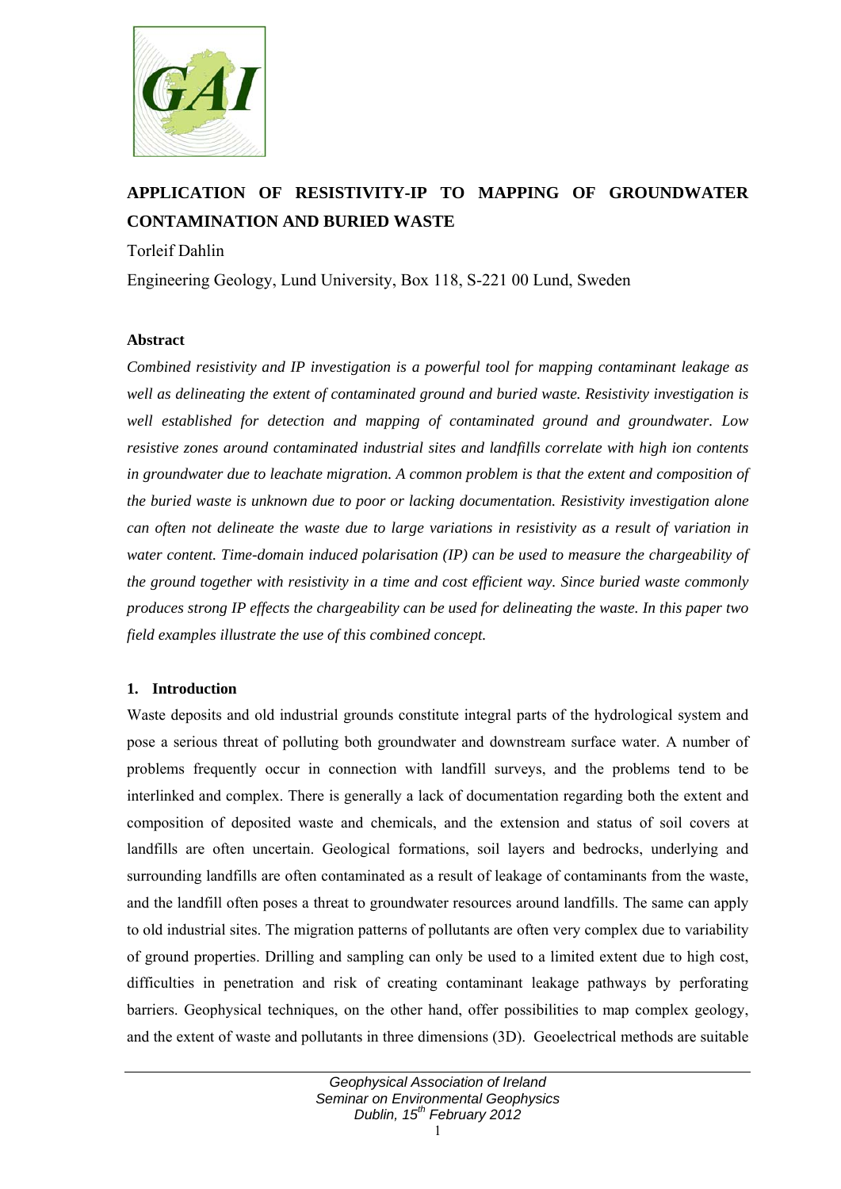# APPLICATION OF RESISTIVITY-IP TO MAPPING OF GROUNDWATER CONTAMINATION AND BURIED WASTE

Torleif Dahlin

Engineering Geology, Lund University, Box 118, S-221 00 Lund, Sweden

### Abstract

*Combined resistivity and IP investigation is a powerful tool for mapping contaminant leakage as well as delineating the extent of contaminated ground and buried waste. Resistivity investigation is well established for detection and mapping of contaminated ground and groundwater. Low resistive zones around contaminated industrial sites and landfills correlate with high ion contents in groundwater due to leachate migration. A common problem is that the extent and composition of the buried waste is unknown due to poor or lacking documentation. Resistivity investigation alone can often not delineate the waste due to large variations in resistivity as a result of variation in water content. Time-domain induced polarisation (IP) can be used to measure the chargeability of the ground together with resistivity in a time and cost efficient way. Since buried waste commonly produces strong IP effects the chargeability can be used for delineating the waste. In this paper two field examples illustrate the use of this combined concept.*

### 1. Introduction

Waste deposits and old industrial grounds constitute integral parts of the hydrological system and pose a serious threat of polluting both groundwater and downstream surface water. A number of problems frequently occur in connection with landfill surveys, and the problems tend to be interlinked and complex. There is generally a lack of documentation regarding both the extent and composition of deposited waste and chemicals, and the extension and status of soil covers at landfills are often uncertain. Geological formations, soil layers and bedrocks, underlying and surrounding landfills are often contaminated as a result of leakage of contaminants from the waste, and the landfill often poses a threat to groundwater resources around landfills. The same can apply to old industrial sites. The migration patterns of pollutants are often very complex due to variability of ground properties. Drilling and sampling can only be used to a limited extent due to high cost, difficulties in penetration and risk of creating contaminant leakage pathways by perforating barriers. Geophysical techniques, on the other hand, offer possibilities to map complex geology, and the extent of waste and pollutants in three dimensions (3D). Geoelectrical methods are suitable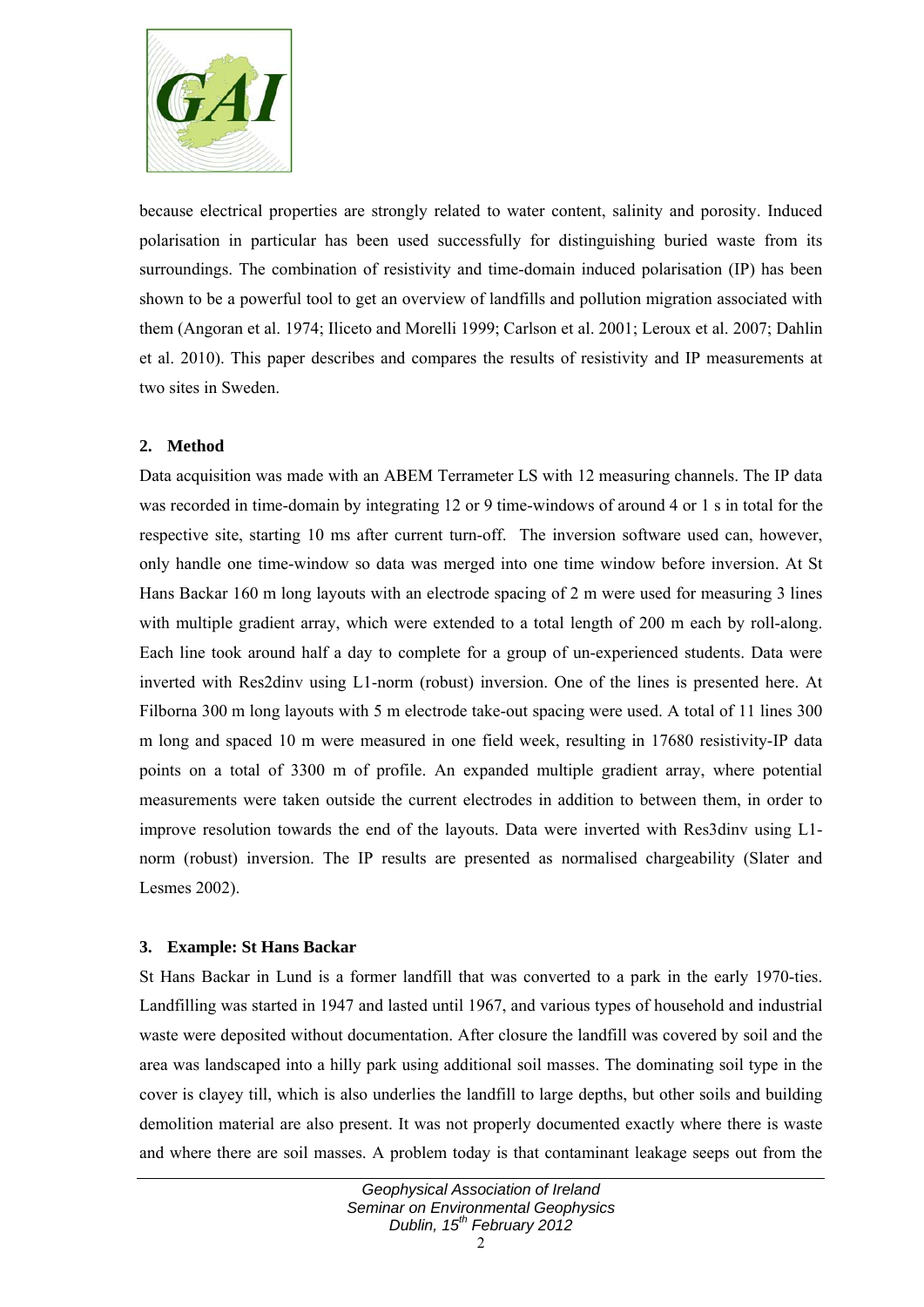because electrical properties are strongly related to water content, salinity and porosity. Induced polarisation in particular has been used successfully for distinguishing buried waste from its surroundings. The combination of resistivity and time-domain induced polarisation (IP) has been shown to be a powerful tool to get an overview of landfills and pollution migration associated with them (Angoran et al. 1974; Iliceto and Morelli 1999; Carlson et al. 2001; Leroux et al. 2007; Dahlin et al. 2010). This paper describes and compares the results of resistivity and IP measurements at two sites in Sweden.

## 2. Method

Data acquisition was made with an ABEM Terrameter LS with 12 measuring channels. The IP data was recorded in time-domain by integrating 12 or 9 time-windows of around 4 or 1 s in total for the respective site, starting 10 ms after current turn-off. The inversion software used can, however, only handle one time-window so data was merged into one time window before inversion. At St Hans Backar 160 m long layouts with an electrode spacing of 2 m were used for measuring 3 lines with multiple gradient array, which were extended to a total length of 200 m each by roll-along. Each line took around half a day to complete for a group of un-experienced students. Data were inverted with Res2dinv using L1-norm (robust) inversion. One of the lines is presented here. At Filborna 300 m long layouts with 5 m electrode take-out spacing were used. A total of 11 lines 300 m long and spaced 10 m were measured in one field week, resulting in 17680 resistivity-IP data points on a total of 3300 m of profile. An expanded multiple gradient array, where potential measurements were taken outside the current electrodes in addition to between them, in order to improve resolution towards the end of the layouts. Data were inverted with Res3dinv using L1-norm (robust) inversion. The IP results are presented as normalised chargeability (Slater and Lesmes 2002).

## 3. Example: St Hans Backar

St Hans Backar in Lund is a former landfill that was converted to a park in the early 1970-ties. Landfilling was started in 1947 and lasted until 1967, and various types of household and industrial waste were deposited without documentation. After closure the landfill was covered by soil and the area was landscaped into a hilly park using additional soil masses. The dominating soil type in the cover is clayey till, which is also underlies the landfill to large depths, but other soils and building demolition material are also present. It was not properly documented exactly where there is waste and where there are soil masses. A problem today is that contaminant leakage seeps out from the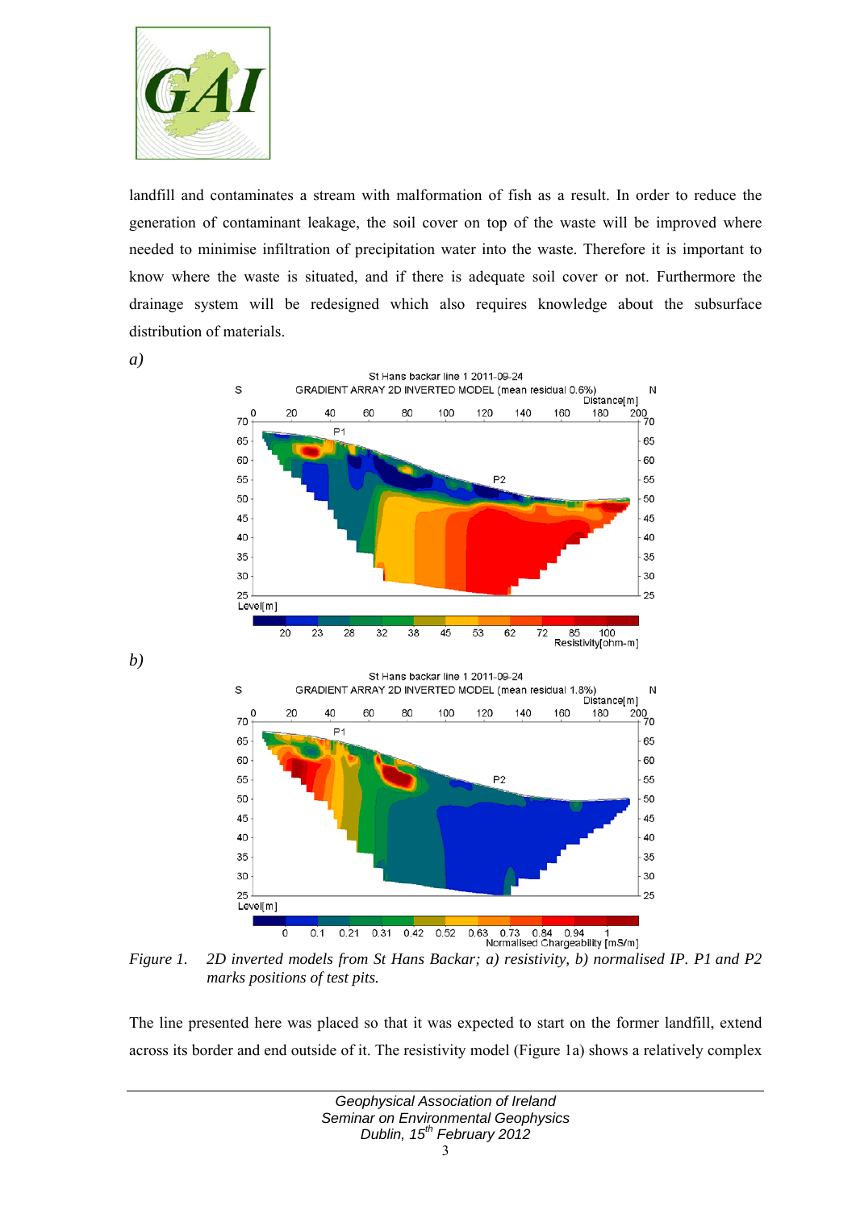landfill and contaminates a stream with malformation of fish as a result. In order to reduce the generation of contaminant leakage, the soil cover on top of the waste will be improved where needed to minimise infiltration of precipitation water into the waste. Therefore it is important to know where the waste is situated, and if there is adequate soil cover or not. Furthermore the drainage system will be redesigned which also requires knowledge about the subsurface distribution of materials.

*a)*

*b)*

*Figure 1.* *2D inverted models from St Hans Backar; a) resistivity, b) normalised IP. P1 and P2 marks positions of test pits.*

The line presented here was placed so that it was expected to start on the former landfill, extend across its border and end outside of it. The resistivity model (Figure 1a) shows a relatively complex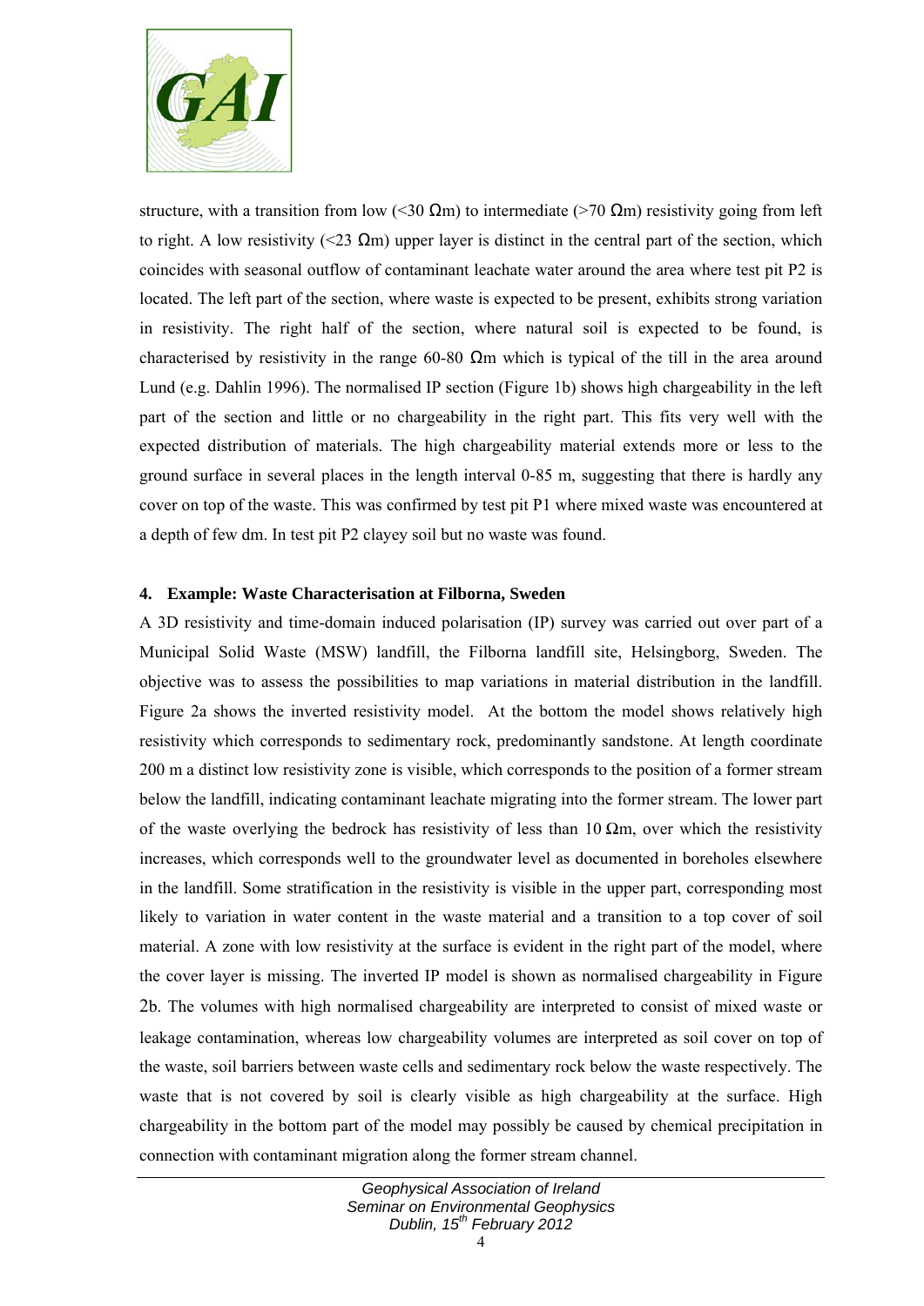structure, with a transition from low (<30 Ωm) to intermediate (>70 Ωm) resistivity going from left to right. A low resistivity (<23 Ωm) upper layer is distinct in the central part of the section, which coincides with seasonal outflow of contaminant leachate water around the area where test pit P2 is located. The left part of the section, where waste is expected to be present, exhibits strong variation in resistivity. The right half of the section, where natural soil is expected to be found, is characterised by resistivity in the range 60-80 Ωm which is typical of the till in the area around Lund (e.g. Dahlin 1996). The normalised IP section (Figure 1b) shows high chargeability in the left part of the section and little or no chargeability in the right part. This fits very well with the expected distribution of materials. The high chargeability material extends more or less to the ground surface in several places in the length interval 0-85 m, suggesting that there is hardly any cover on top of the waste. This was confirmed by test pit P1 where mixed waste was encountered at a depth of few dm. In test pit P2 clayey soil but no waste was found.

## 4. Example: Waste Characterisation at Filborna, Sweden

A 3D resistivity and time-domain induced polarisation (IP) survey was carried out over part of a Municipal Solid Waste (MSW) landfill, the Filborna landfill site, Helsingborg, Sweden. The objective was to assess the possibilities to map variations in material distribution in the landfill. Figure 2a shows the inverted resistivity model. At the bottom the model shows relatively high resistivity which corresponds to sedimentary rock, predominantly sandstone. At length coordinate 200 m a distinct low resistivity zone is visible, which corresponds to the position of a former stream below the landfill, indicating contaminant leachate migrating into the former stream. The lower part of the waste overlying the bedrock has resistivity of less than 10 Ωm, over which the resistivity increases, which corresponds well to the groundwater level as documented in boreholes elsewhere in the landfill. Some stratification in the resistivity is visible in the upper part, corresponding most likely to variation in water content in the waste material and a transition to a top cover of soil material. A zone with low resistivity at the surface is evident in the right part of the model, where the cover layer is missing. The inverted IP model is shown as normalised chargeability in Figure 2b. The volumes with high normalised chargeability are interpreted to consist of mixed waste or leakage contamination, whereas low chargeability volumes are interpreted as soil cover on top of the waste, soil barriers between waste cells and sedimentary rock below the waste respectively. The waste that is not covered by soil is clearly visible as high chargeability at the surface. High chargeability in the bottom part of the model may possibly be caused by chemical precipitation in connection with contaminant migration along the former stream channel.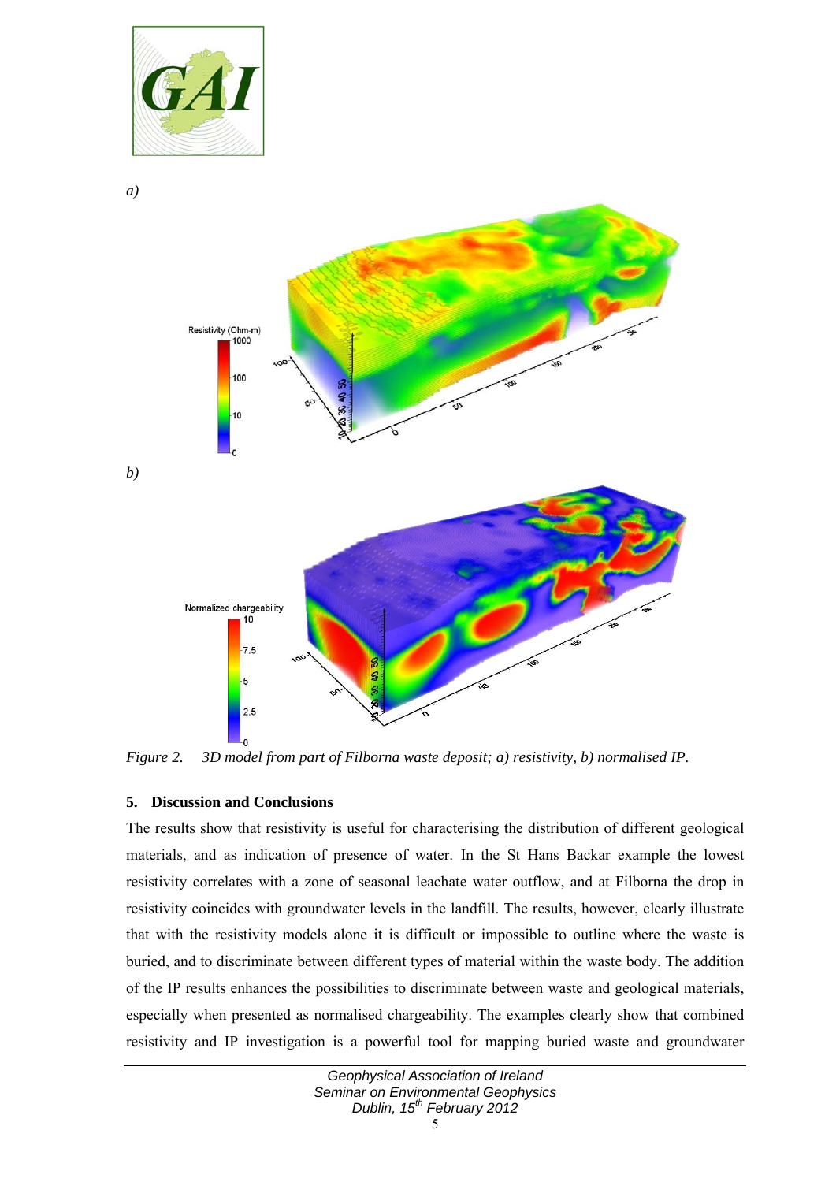*a)*

*b)*

*Figure 2. 3D model from part of Filborna waste deposit; a) resistivity, b) normalised IP.*

## 5. Discussion and Conclusions

The results show that resistivity is useful for characterising the distribution of different geological materials, and as indication of presence of water. In the St Hans Backar example the lowest resistivity correlates with a zone of seasonal leachate water outflow, and at Filborna the drop in resistivity coincides with groundwater levels in the landfill. The results, however, clearly illustrate that with the resistivity models alone it is difficult or impossible to outline where the waste is buried, and to discriminate between different types of material within the waste body. The addition of the IP results enhances the possibilities to discriminate between waste and geological materials, especially when presented as normalised chargeability. The examples clearly show that combined resistivity and IP investigation is a powerful tool for mapping buried waste and groundwater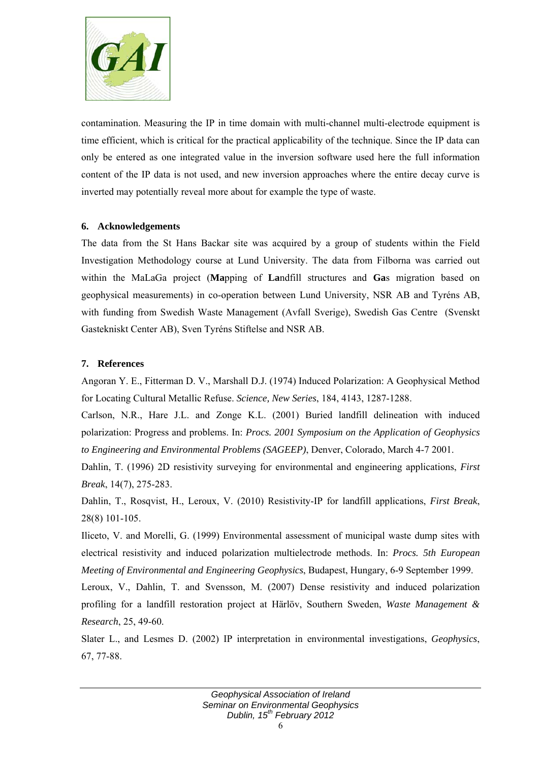contamination. Measuring the IP in time domain with multi-channel multi-electrode equipment is time efficient, which is critical for the practical applicability of the technique. Since the IP data can only be entered as one integrated value in the inversion software used here the full information content of the IP data is not used, and new inversion approaches where the entire decay curve is inverted may potentially reveal more about for example the type of waste.

## 6. Acknowledgements

The data from the St Hans Backar site was acquired by a group of students within the Field Investigation Methodology course at Lund University. The data from Filborna was carried out within the MaLaGa project (**Ma**pping of **La**ndfill structures and **Ga**s migration based on geophysical measurements) in co-operation between Lund University, NSR AB and Tyréns AB, with funding from Swedish Waste Management (Avfall Sverige), Swedish Gas Centre (Svenskt Gastekniskt Center AB), Sven Tyréns Stiftelse and NSR AB.

## 7. References

Angoran Y. E., Fitterman D. V., Marshall D.J. (1974) Induced Polarization: A Geophysical Method for Locating Cultural Metallic Refuse. *Science, New Series*, 184, 4143, 1287-1288.

Carlson, N.R., Hare J.L. and Zonge K.L. (2001) Buried landfill delineation with induced polarization: Progress and problems. In: *Procs. 2001 Symposium on the Application of Geophysics to Engineering and Environmental Problems (SAGEEP)*, Denver, Colorado, March 4-7 2001.

Dahlin, T. (1996) 2D resistivity surveying for environmental and engineering applications, *First Break*, 14(7), 275-283.

Dahlin, T., Rosqvist, H., Leroux, V. (2010) Resistivity-IP for landfill applications, *First Break*, 28(8) 101-105.

Iliceto, V. and Morelli, G. (1999) Environmental assessment of municipal waste dump sites with electrical resistivity and induced polarization multielectrode methods. In: *Procs. 5th European Meeting of Environmental and Engineering Geophysics*, Budapest, Hungary, 6-9 September 1999.

Leroux, V., Dahlin, T. and Svensson, M. (2007) Dense resistivity and induced polarization profiling for a landfill restoration project at Härlöv, Southern Sweden, *Waste Management & Research*, 25, 49-60.

Slater L., and Lesmes D. (2002) IP interpretation in environmental investigations, *Geophysics*, 67, 77-88.